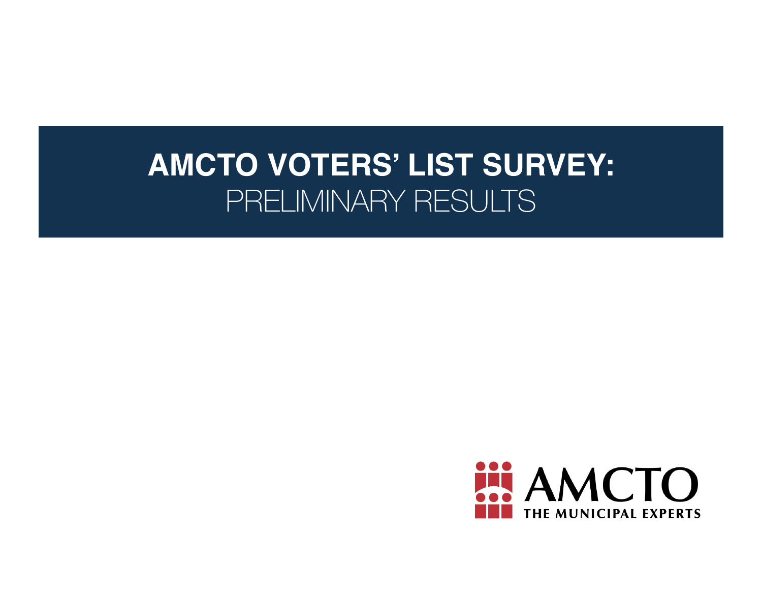# AMCTO VOTERS' LIST SURVEY: PRELIMINARY RESULTS

AMCTO

THE MUNICIPAL EXPERTS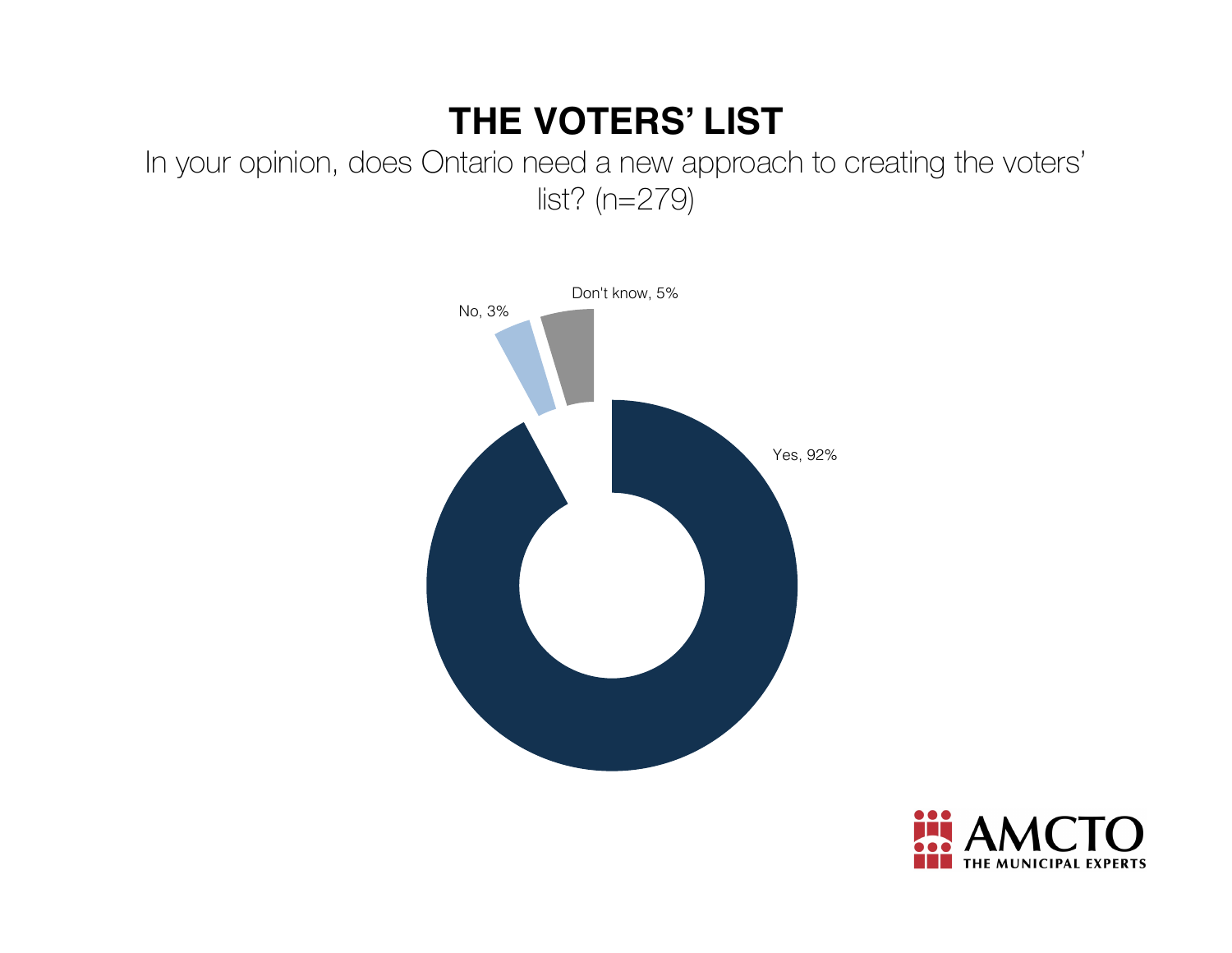# THE VOTERS' LIST

In your opinion, does Ontario need a new approach to creating the voters' list? (n=279)

Yes, 92%

No, 3%

Don't know, 5%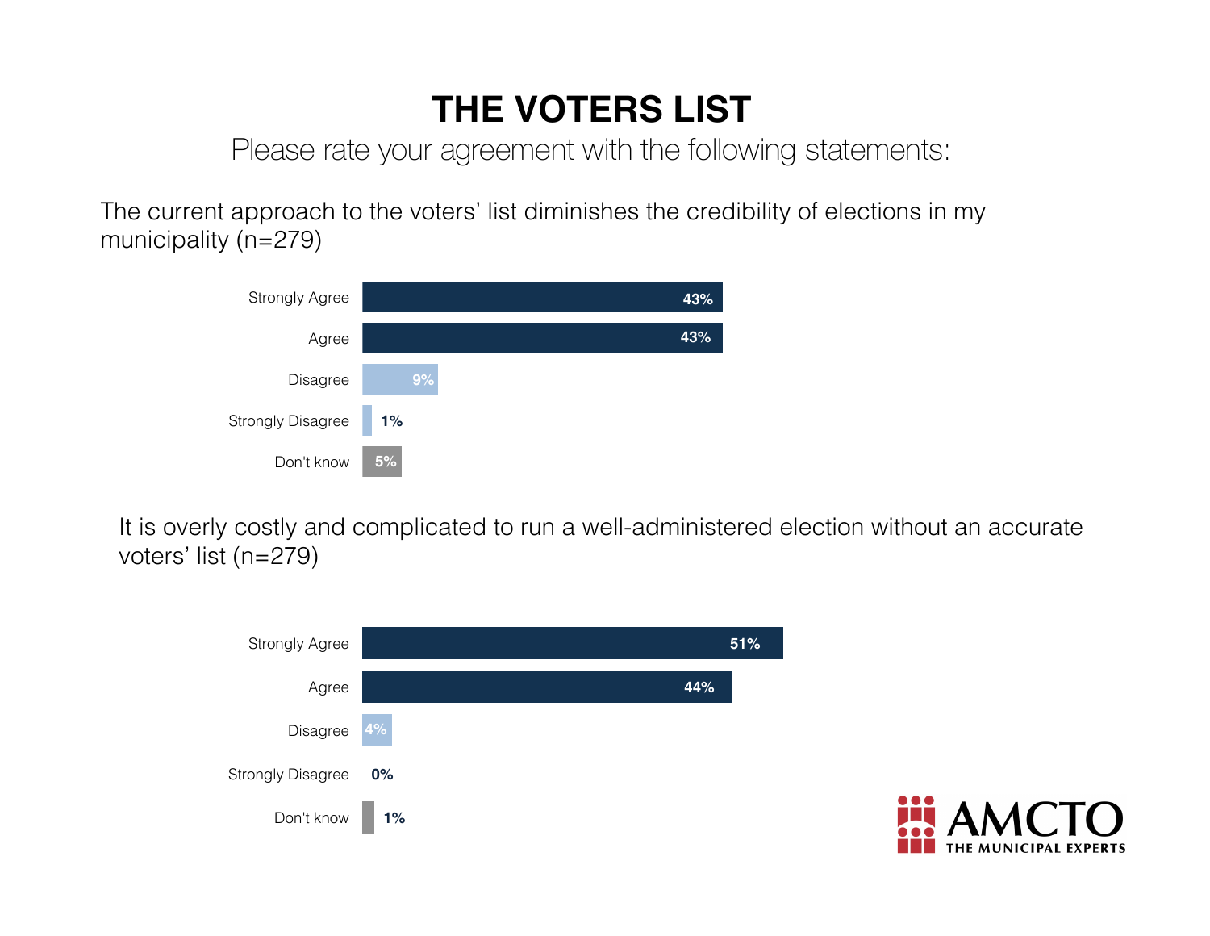# THE VOTERS LIST

Please rate your agreement with the following statements:

The current approach to the voters' list diminishes the credibility of elections in my municipality (n=279)

| Response | Percentage |
|---|---|
| Strongly Agree | 43% |
| Agree | 43% |
| Disagree | 9% |
| Strongly Disagree | 1% |
| Don't know | 5% |

It is overly costly and complicated to run a well-administered election without an accurate voters' list (n=279)

| Response | Percentage |
|---|---|
| Strongly Agree | 51% |
| Agree | 44% |
| Disagree | 4% |
| Strongly Disagree | 0% |
| Don't know | 1% |

AMCTO THE MUNICIPAL EXPERTS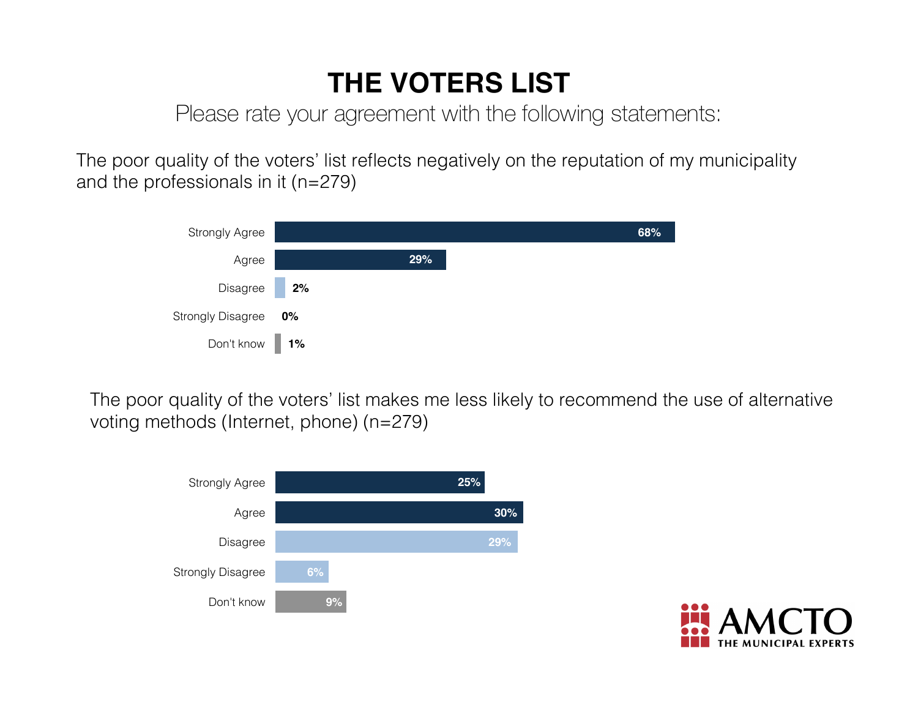# THE VOTERS LIST

Please rate your agreement with the following statements:

The poor quality of the voters' list reflects negatively on the reputation of my municipality and the professionals in it (n=279)

| Response | Percentage |
| --- | --- |
| Strongly Agree | 68% |
| Agree | 29% |
| Disagree | 2% |
| Strongly Disagree | 0% |
| Don't know | 1% |

The poor quality of the voters' list makes me less likely to recommend the use of alternative voting methods (Internet, phone) (n=279)

| Response | Percentage |
| --- | --- |
| Strongly Agree | 25% |
| Agree | 30% |
| Disagree | 29% |
| Strongly Disagree | 6% |
| Don't know | 9% |

AMCTO THE MUNICIPAL EXPERTS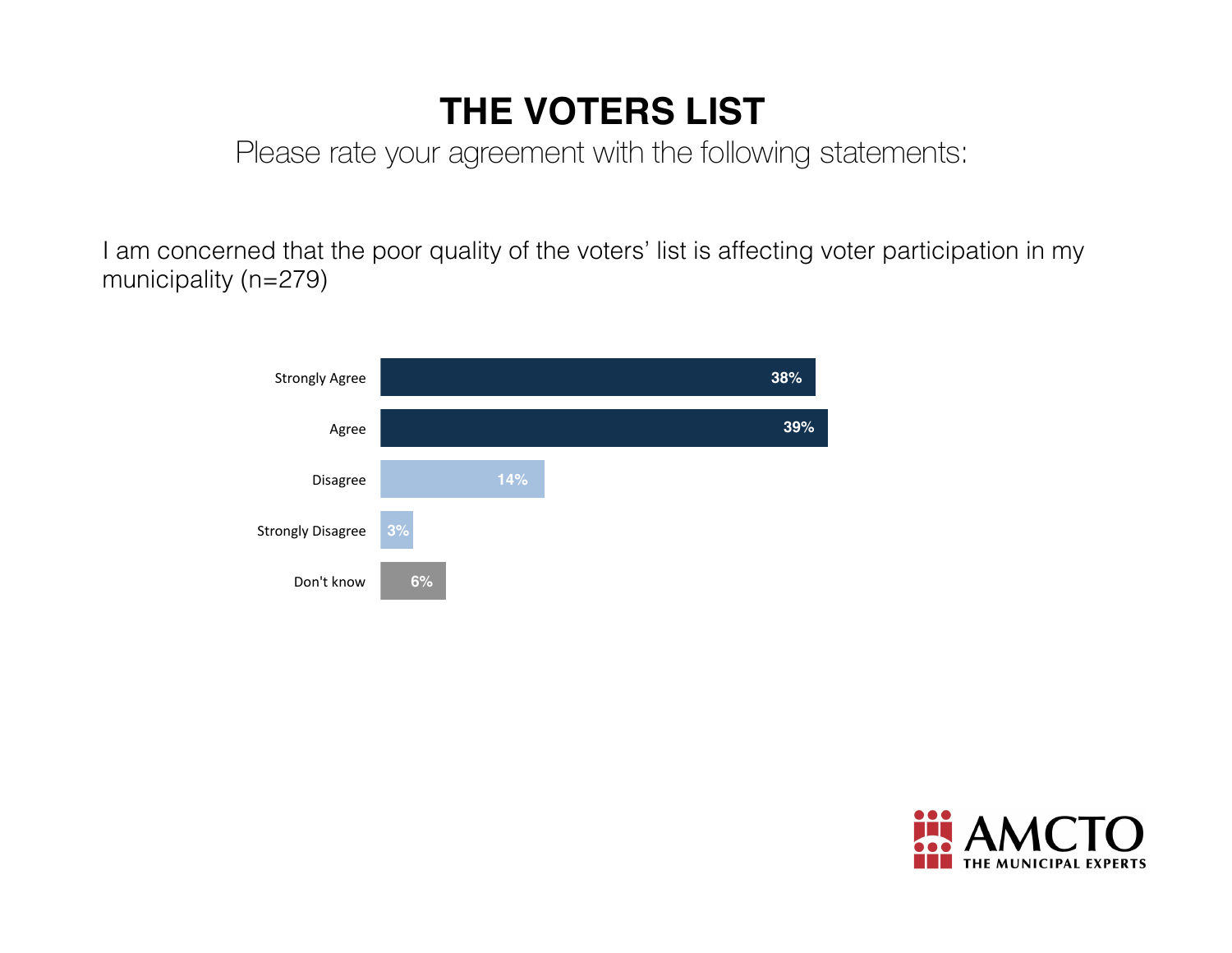# THE VOTERS LIST

Please rate your agreement with the following statements:

I am concerned that the poor quality of the voters' list is affecting voter participation in my municipality (n=279)

| Response | Percentage |
| --- | --- |
| Strongly Agree | 38% |
| Agree | 39% |
| Disagree | 14% |
| Strongly Disagree | 3% |
| Don't know | 6% |

AMCTO THE MUNICIPAL EXPERTS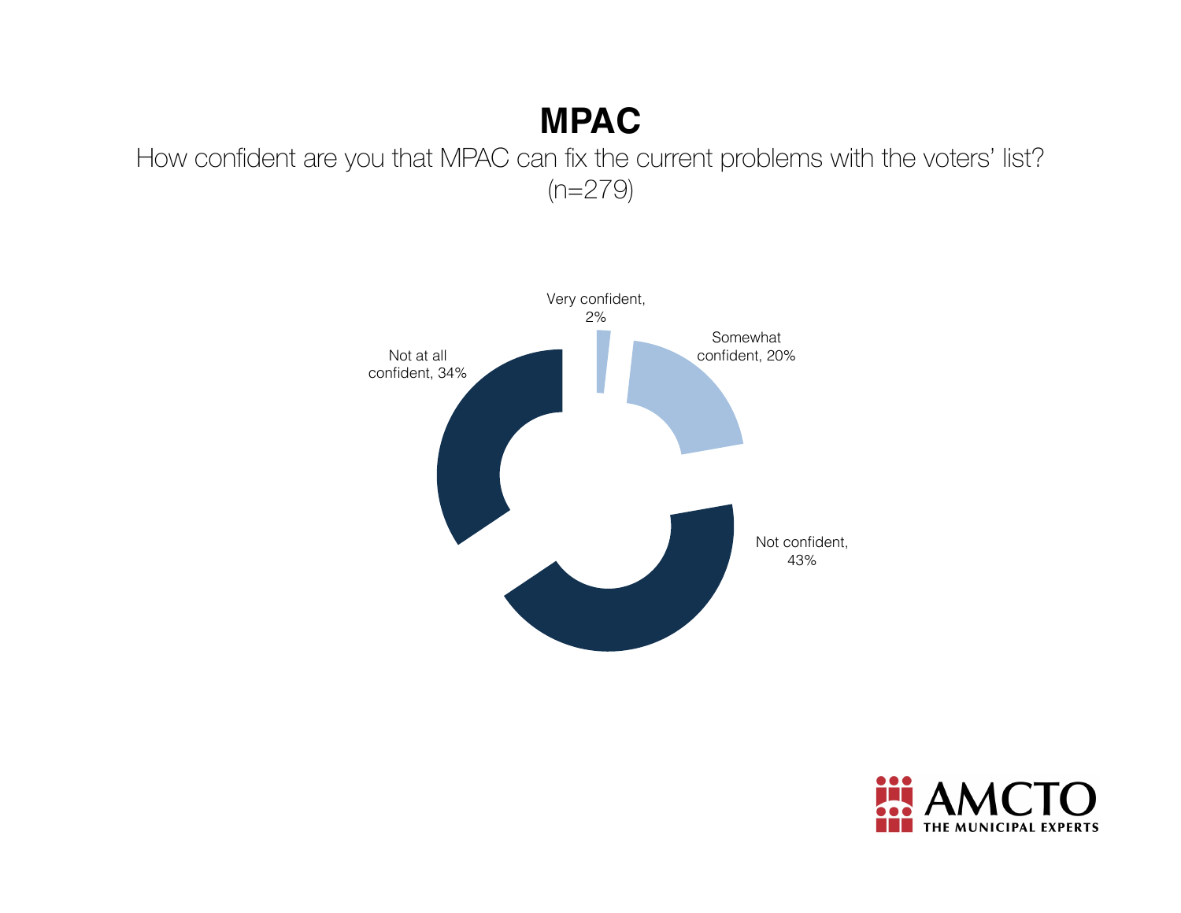# MPAC

How confident are you that MPAC can fix the current problems with the voters' list? (n=279)

| Response | Percentage |
| --- | --- |
| Very confident | 2% |
| Somewhat confident | 20% |
| Not confident | 43% |
| Not at all confident | 34% |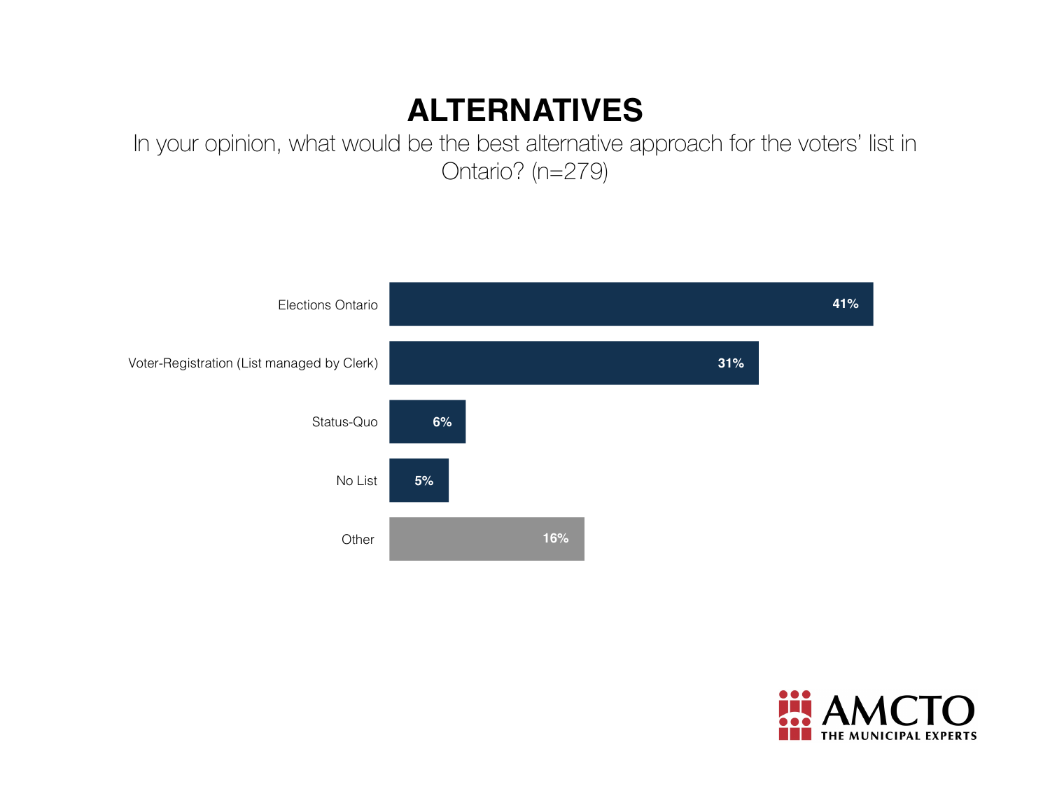# ALTERNATIVES

In your opinion, what would be the best alternative approach for the voters' list in Ontario? (n=279)

| Option | Percentage |
| --- | --- |
| Elections Ontario | 41% |
| Voter-Registration (List managed by Clerk) | 31% |
| Status-Quo | 6% |
| No List | 5% |
| Other | 16% |

AMCTO THE MUNICIPAL EXPERTS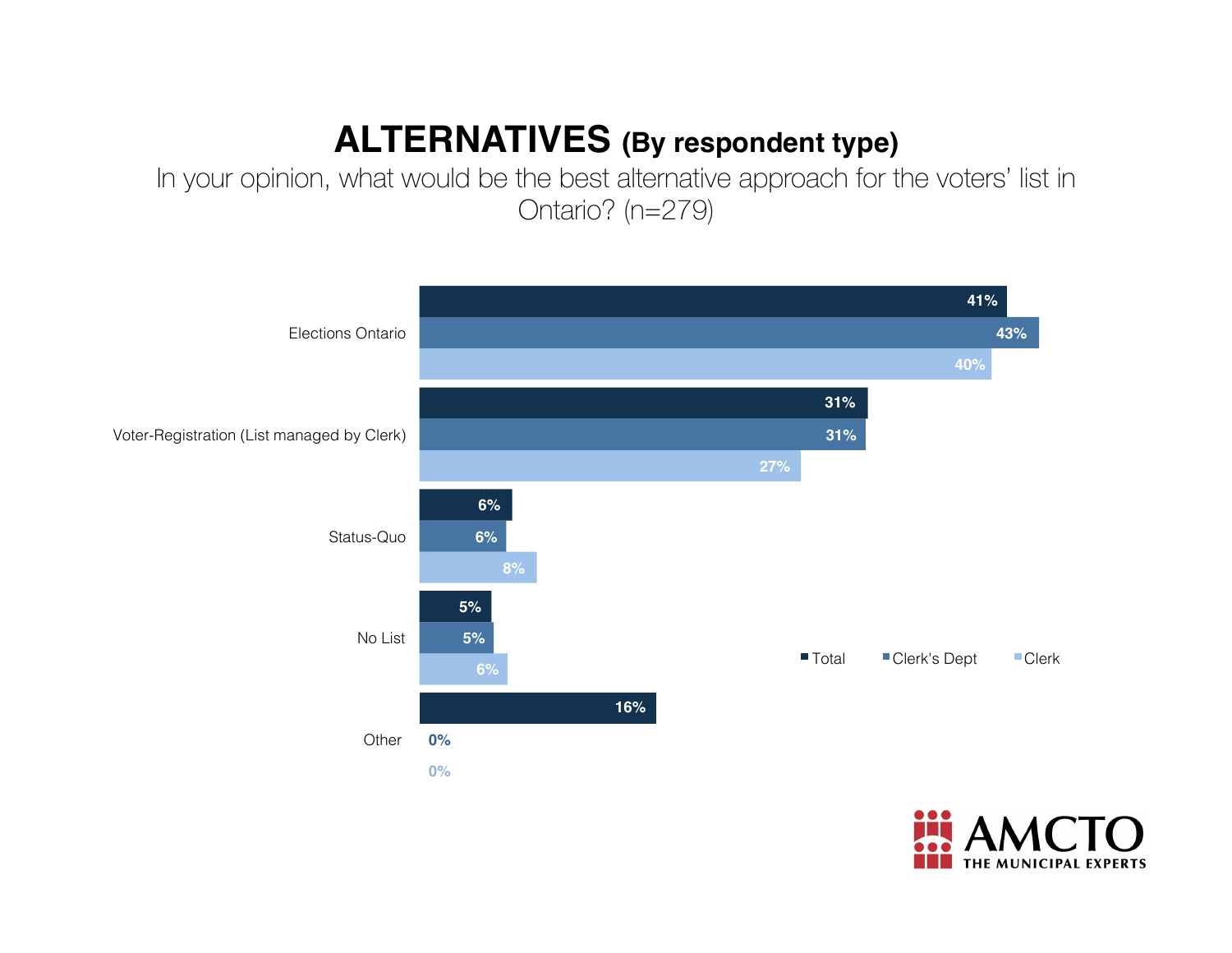# ALTERNATIVES (By respondent type)

In your opinion, what would be the best alternative approach for the voters' list in Ontario? (n=279)

| | Total | Clerk's Dept | Clerk |
|---|---|---|---|
| Elections Ontario | 41% | 43% | 40% |
| Voter-Registration (List managed by Clerk) | 31% | 31% | 27% |
| Status-Quo | 6% | 6% | 8% |
| No List | 5% | 5% | 6% |
| Other | 16% | 0% | 0% |

AMCTO THE MUNICIPAL EXPERTS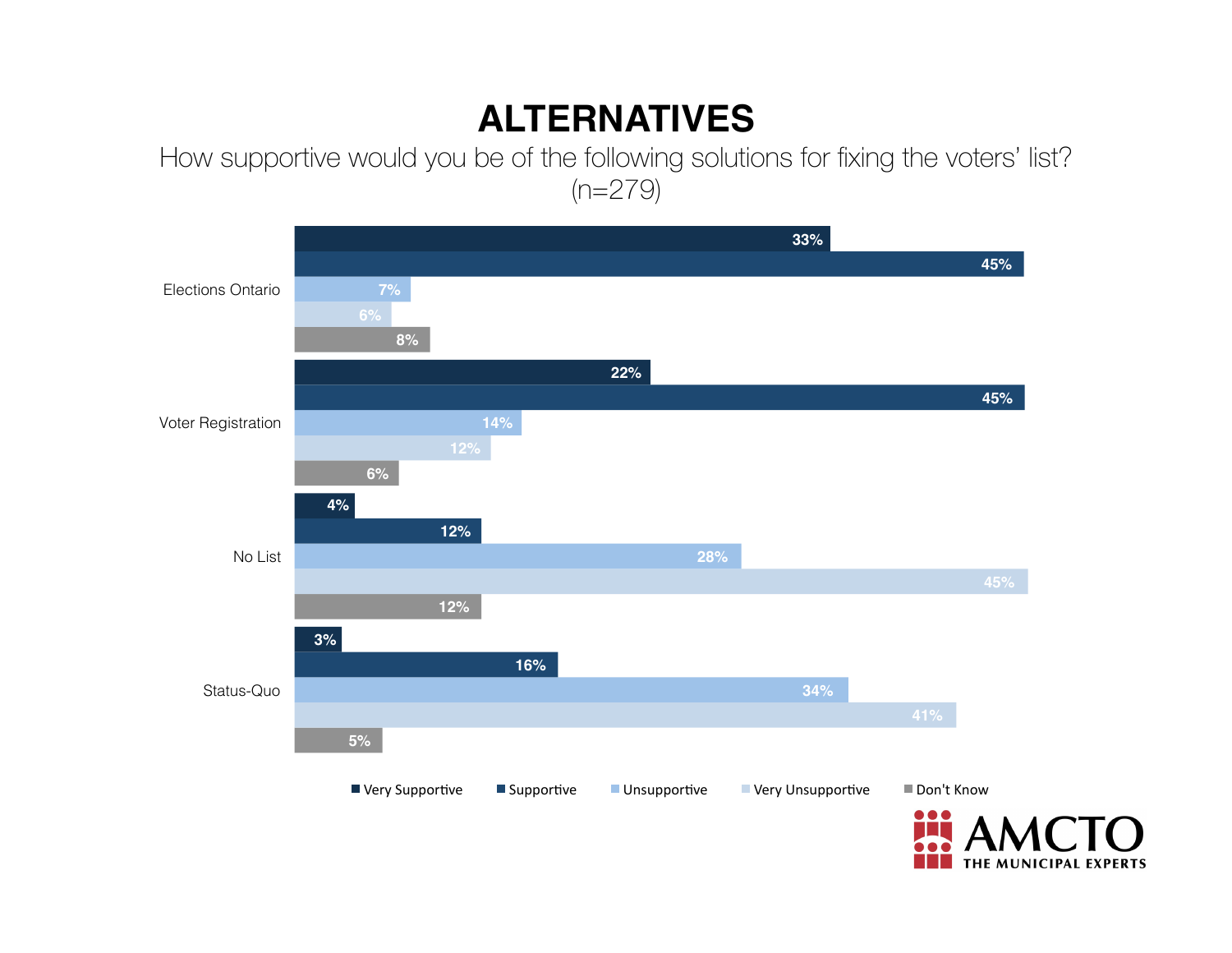# ALTERNATIVES

How supportive would you be of the following solutions for fixing the voters' list?
(n=279)

Elections Ontario
33%
45%
7%
6%
8%

Voter Registration
22%
45%
14%
12%
6%

No List
4%
12%
28%
45%
12%

Status-Quo
3%
16%
34%
41%
5%

Very Supportive
Supportive
Unsupportive
Very Unsupportive
Don't Know

AMCTO
THE MUNICIPAL EXPERTS